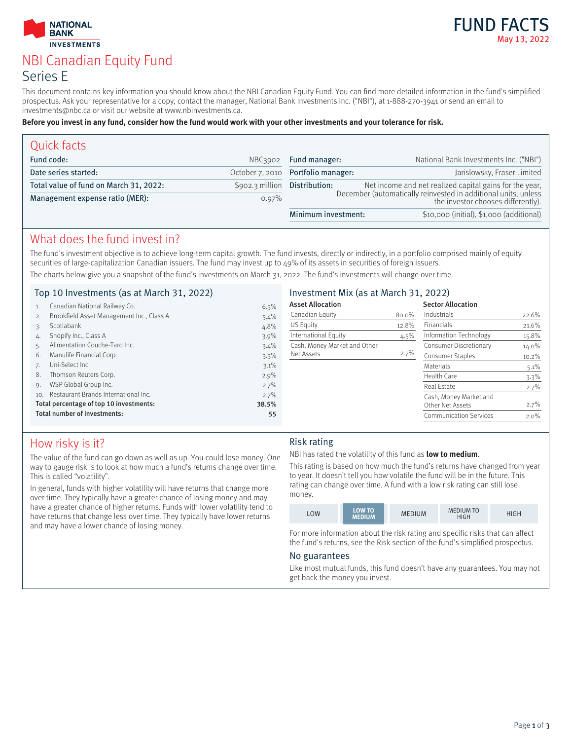NATIONAL BANK INVESTMENTS

# FUND FACTS

May 13, 2022

# NBI Canadian Equity Fund

## Series E

This document contains key information you should know about the NBI Canadian Equity Fund. You can find more detailed information in the fund's simplified prospectus. Ask your representative for a copy, contact the manager, National Bank Investments Inc. ("NBI"), at 1-888-270-3941 or send an email to investments@nbc.ca or visit our website at www.nbinvestments.ca.

**Before you invest in any fund, consider how the fund would work with your other investments and your tolerance for risk.**

## Quick facts

| | | | |
|---|---|---|---|
| **Fund code:** | NBC3902 | **Fund manager:** | National Bank Investments Inc. ("NBI") |
| **Date series started:** | October 7, 2010 | **Portfolio manager:** | Jarislowsky, Fraser Limited |
| **Total value of fund on March 31, 2022:** | $902.3 million | **Distribution:** | Net income and net realized capital gains for the year, December (automatically reinvested in additional units, unless the investor chooses differently). |
| **Management expense ratio (MER):** | 0.97% | | |
| | | **Minimum investment:** | $10,000 (initial), $1,000 (additional) |

## What does the fund invest in?

The fund's investment objective is to achieve long-term capital growth. The fund invests, directly or indirectly, in a portfolio comprised mainly of equity securities of large-capitalization Canadian issuers. The fund may invest up to 49% of its assets in securities of foreign issuers.

The charts below give you a snapshot of the fund's investments on March 31, 2022. The fund's investments will change over time.

### Top 10 Investments (as at March 31, 2022)

| | | |
|---|---|---|
| 1. | Canadian National Railway Co. | 6.3% |
| 2. | Brookfield Asset Management Inc., Class A | 5.4% |
| 3. | Scotiabank | 4.8% |
| 4. | Shopify Inc., Class A | 3.9% |
| 5. | Alimentation Couche-Tard Inc. | 3.4% |
| 6. | Manulife Financial Corp. | 3.3% |
| 7. | Uni-Select Inc. | 3.1% |
| 8. | Thomson Reuters Corp. | 2.9% |
| 9. | WSP Global Group Inc. | 2.7% |
| 10. | Restaurant Brands International Inc. | 2.7% |
| | **Total percentage of top 10 investments:** | **38.5%** |
| | **Total number of investments:** | **55** |

### Investment Mix (as at March 31, 2022)

**Asset Allocation**

| | |
|---|---|
| Canadian Equity | 80.0% |
| US Equity | 12.8% |
| International Equity | 4.5% |
| Cash, Money Market and Other Net Assets | 2.7% |

**Sector Allocation**

| | |
|---|---|
| Industrials | 22.6% |
| Financials | 21.6% |
| Information Technology | 15.8% |
| Consumer Discretionary | 14.0% |
| Consumer Staples | 10.2% |
| Materials | 5.1% |
| Health Care | 3.3% |
| Real Estate | 2.7% |
| Cash, Money Market and Other Net Assets | 2.7% |
| Communication Services | 2.0% |

## How risky is it?

The value of the fund can go down as well as up. You could lose money. One way to gauge risk is to look at how much a fund's returns change over time. This is called "volatility".

In general, funds with higher volatility will have returns that change more over time. They typically have a greater chance of losing money and may have a greater chance of higher returns. Funds with lower volatility tend to have returns that change less over time. They typically have lower returns and may have a lower chance of losing money.

### Risk rating

NBI has rated the volatility of this fund as **low to medium**.

This rating is based on how much the fund's returns have changed from year to year. It doesn't tell you how volatile the fund will be in the future. This rating can change over time. A fund with a low risk rating can still lose money.

| LOW | **LOW TO MEDIUM** | MEDIUM | MEDIUM TO HIGH | HIGH |
|---|---|---|---|---|

For more information about the risk rating and specific risks that can affect the fund's returns, see the Risk section of the fund's simplified prospectus.

### No guarantees

Like most mutual funds, this fund doesn't have any guarantees. You may not get back the money you invest.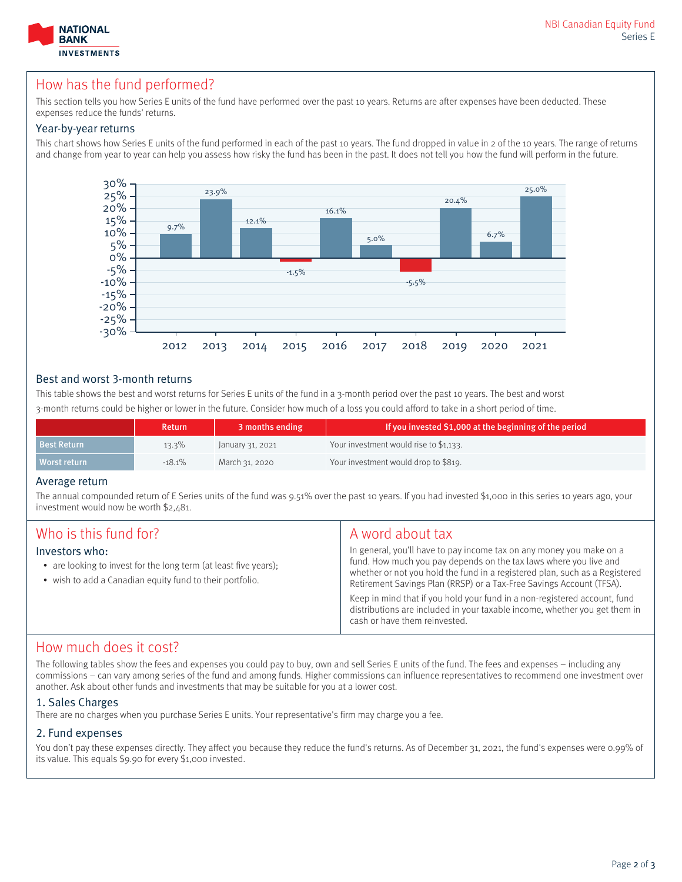## How has the fund performed?

This section tells you how Series E units of the fund have performed over the past 10 years. Returns are after expenses have been deducted. These expenses reduce the funds' returns.

### Year-by-year returns

This chart shows how Series E units of the fund performed in each of the past 10 years. The fund dropped in value in 2 of the 10 years. The range of returns and change from year to year can help you assess how risky the fund has been in the past. It does not tell you how the fund will perform in the future.

| Year | Return |
|---|---|
| 2012 | 9.7% |
| 2013 | 23.9% |
| 2014 | 12.1% |
| 2015 | -1.5% |
| 2016 | 16.1% |
| 2017 | 5.0% |
| 2018 | -5.5% |
| 2019 | 20.4% |
| 2020 | 6.7% |
| 2021 | 25.0% |

### Best and worst 3-month returns

This table shows the best and worst returns for Series E units of the fund in a 3-month period over the past 10 years. The best and worst 3-month returns could be higher or lower in the future. Consider how much of a loss you could afford to take in a short period of time.

| | Return | 3 months ending | If you invested $1,000 at the beginning of the period |
|---|---|---|---|
| Best Return | 13.3% | January 31, 2021 | Your investment would rise to $1,133. |
| Worst return | -18.1% | March 31, 2020 | Your investment would drop to $819. |

### Average return

The annual compounded return of E Series units of the fund was 9.51% over the past 10 years. If you had invested $1,000 in this series 10 years ago, your investment would now be worth $2,481.

## Who is this fund for?

### Investors who:

- are looking to invest for the long term (at least five years);
- wish to add a Canadian equity fund to their portfolio.

## A word about tax

In general, you'll have to pay income tax on any money you make on a fund. How much you pay depends on the tax laws where you live and whether or not you hold the fund in a registered plan, such as a Registered Retirement Savings Plan (RRSP) or a Tax-Free Savings Account (TFSA).

Keep in mind that if you hold your fund in a non-registered account, fund distributions are included in your taxable income, whether you get them in cash or have them reinvested.

## How much does it cost?

The following tables show the fees and expenses you could pay to buy, own and sell Series E units of the fund. The fees and expenses – including any commissions – can vary among series of the fund and among funds. Higher commissions can influence representatives to recommend one investment over another. Ask about other funds and investments that may be suitable for you at a lower cost.

### 1. Sales Charges

There are no charges when you purchase Series E units. Your representative's firm may charge you a fee.

### 2. Fund expenses

You don't pay these expenses directly. They affect you because they reduce the fund's returns. As of December 31, 2021, the fund's expenses were 0.99% of its value. This equals $9.90 for every $1,000 invested.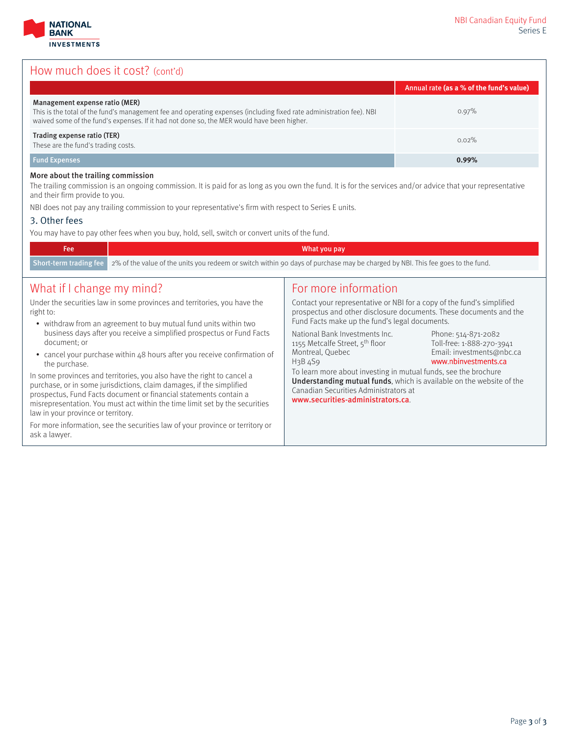## How much does it cost? (cont'd)

| | Annual rate (as a % of the fund's value) |
|---|---|
| **Management expense ratio (MER)**<br>This is the total of the fund's management fee and operating expenses (including fixed rate administration fee). NBI waived some of the fund's expenses. If it had not done so, the MER would have been higher. | 0.97% |
| **Trading expense ratio (TER)**<br>These are the fund's trading costs. | 0.02% |
| **Fund Expenses** | **0.99%** |

### More about the trailing commission

The trailing commission is an ongoing commission. It is paid for as long as you own the fund. It is for the services and/or advice that your representative and their firm provide to you.

NBI does not pay any trailing commission to your representative's firm with respect to Series E units.

### 3. Other fees

You may have to pay other fees when you buy, hold, sell, switch or convert units of the fund.

| Fee | What you pay |
|---|---|
| Short-term trading fee | 2% of the value of the units you redeem or switch within 90 days of purchase may be charged by NBI. This fee goes to the fund. |

## What if I change my mind?

Under the securities law in some provinces and territories, you have the right to:

- withdraw from an agreement to buy mutual fund units within two business days after you receive a simplified prospectus or Fund Facts document; or
- cancel your purchase within 48 hours after you receive confirmation of the purchase.

In some provinces and territories, you also have the right to cancel a purchase, or in some jurisdictions, claim damages, if the simplified prospectus, Fund Facts document or financial statements contain a misrepresentation. You must act within the time limit set by the securities law in your province or territory.

For more information, see the securities law of your province or territory or ask a lawyer.

## For more information

Contact your representative or NBI for a copy of the fund's simplified prospectus and other disclosure documents. These documents and the Fund Facts make up the fund's legal documents.

National Bank Investments Inc.
1155 Metcalfe Street, 5th floor
Montreal, Quebec
H3B 4S9

Phone: 514-871-2082
Toll-free: 1-888-270-3941
Email: investments@nbc.ca
www.nbinvestments.ca

To learn more about investing in mutual funds, see the brochure **Understanding mutual funds**, which is available on the website of the Canadian Securities Administrators at **www.securities-administrators.ca**.